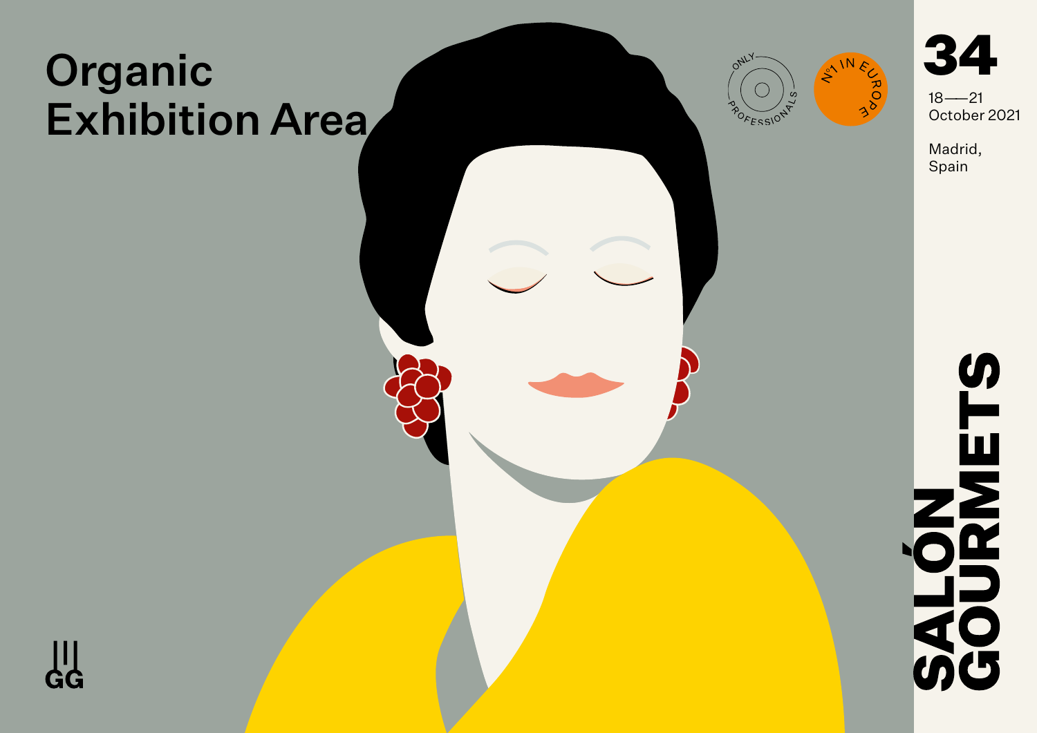# Organic Exhibition Area

ONLY PROFESSIONALS

Nº1 IN EUROPE

**34**

18——21
October 2021

Madrid,
Spain

**SALÓN GOURMETS**

GG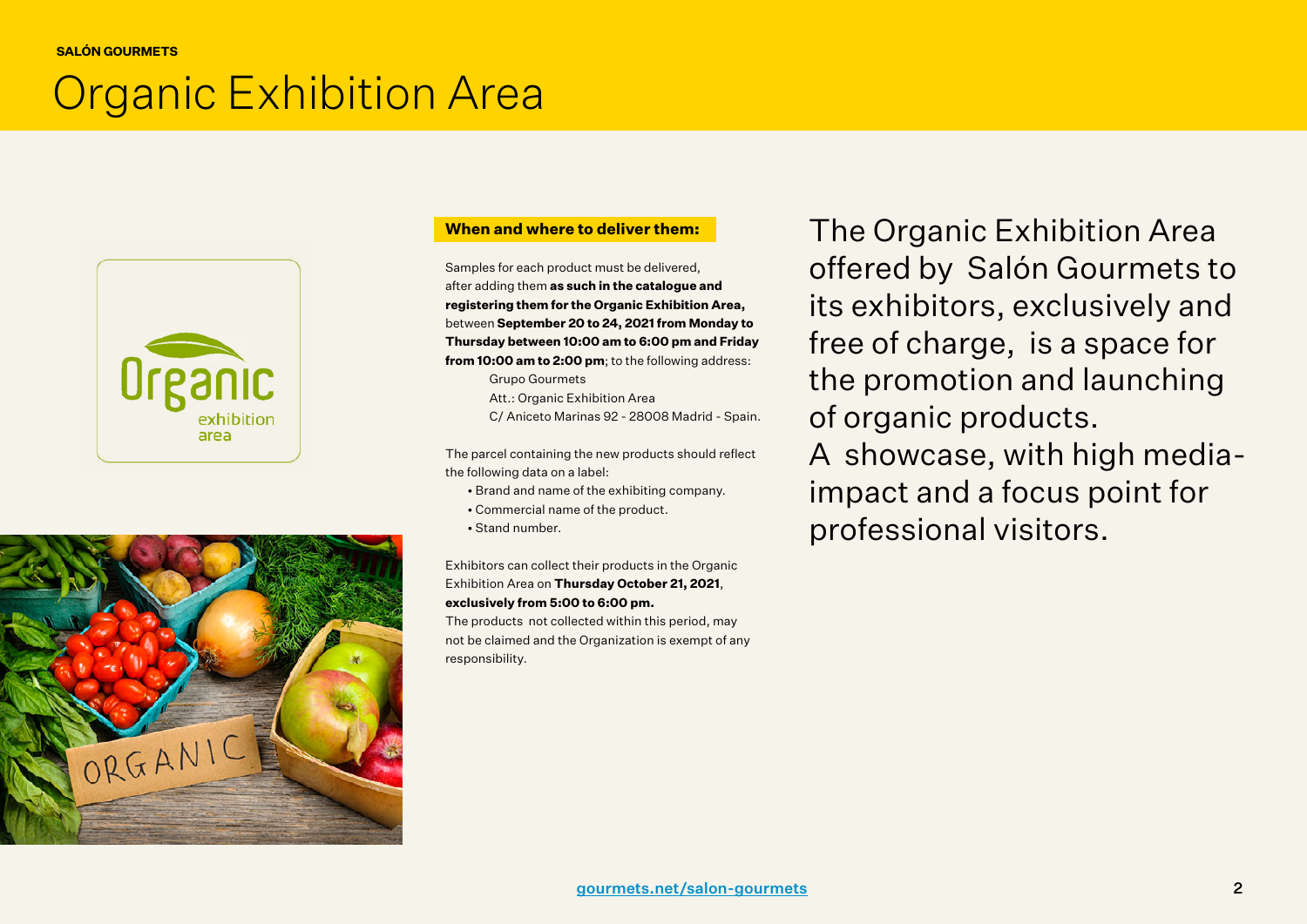SALÓN GOURMETS

# Organic Exhibition Area

The Organic Exhibition Area offered by Salón Gourmets to its exhibitors, exclusively and free of charge, is a space for the promotion and launching of organic products.
A showcase, with high media-impact and a focus point for professional visitors.

## When and where to deliver them:

Samples for each product must be delivered, after adding them **as such in the catalogue and registering them for the Organic Exhibition Area,** between **September 20 to 24, 2021 from Monday to Thursday between 10:00 am to 6:00 pm and Friday from 10:00 am to 2:00 pm**; to the following address:

Grupo Gourmets
Att.: Organic Exhibition Area
C/ Aniceto Marinas 92 - 28008 Madrid - Spain.

The parcel containing the new products should reflect the following data on a label:

- Brand and name of the exhibiting company.
- Commercial name of the product.
- Stand number.

Exhibitors can collect their products in the Organic Exhibition Area on **Thursday October 21, 2021**, **exclusively from 5:00 to 6:00 pm.**
The products not collected within this period, may not be claimed and the Organization is exempt of any responsibility.

gourmets.net/salon-gourmets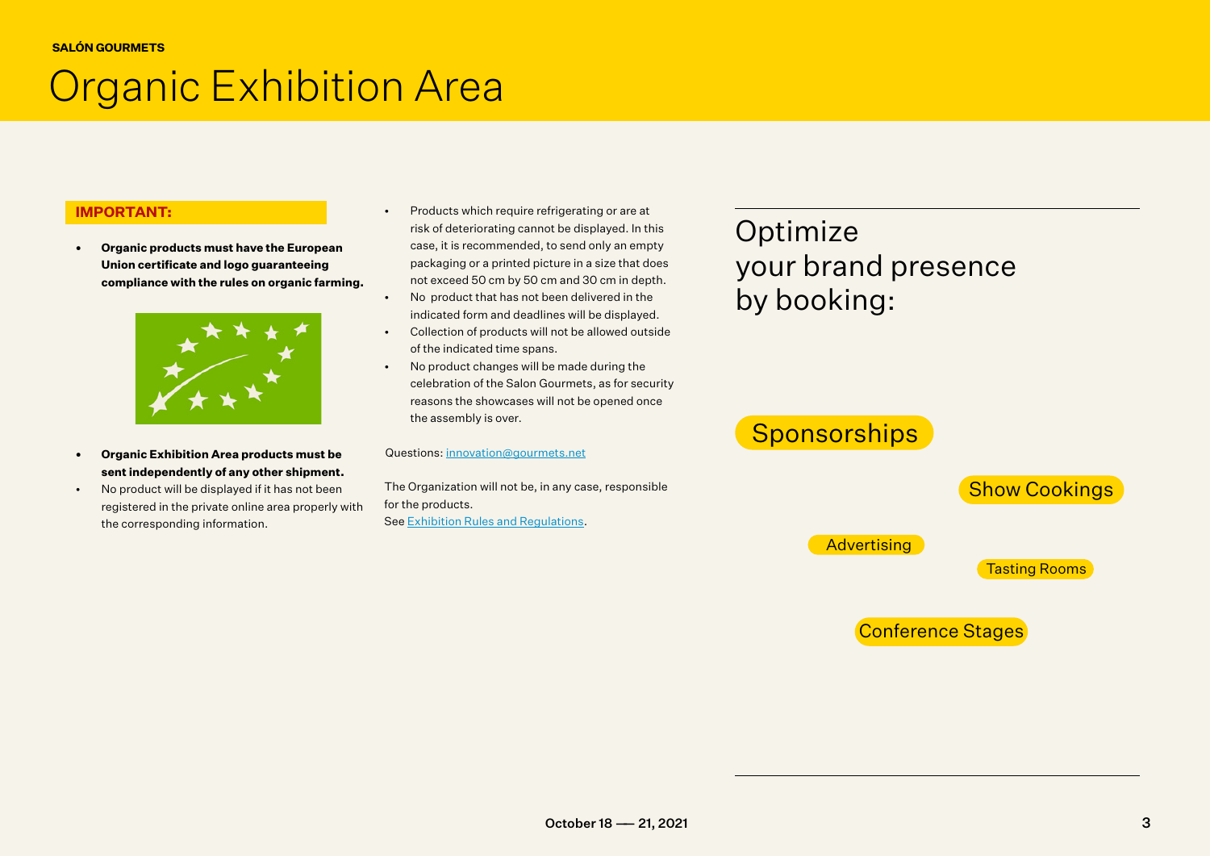SALÓN GOURMETS

# Organic Exhibition Area

**IMPORTANT:**

- **Organic products must have the European Union certificate and logo guaranteeing compliance with the rules on organic farming.**

- **Organic Exhibition Area products must be sent independently of any other shipment.**
- No product will be displayed if it has not been registered in the private online area properly with the corresponding information.
- Products which require refrigerating or are at risk of deteriorating cannot be displayed. In this case, it is recommended, to send only an empty packaging or a printed picture in a size that does not exceed 50 cm by 50 cm and 30 cm in depth.
- No product that has not been delivered in the indicated form and deadlines will be displayed.
- Collection of products will not be allowed outside of the indicated time spans.
- No product changes will be made during the celebration of the Salon Gourmets, as for security reasons the showcases will not be opened once the assembly is over.

Questions: innovation@gourmets.net

The Organization will not be, in any case, responsible for the products.
See Exhibition Rules and Regulations.

## Optimize your brand presence by booking:

Sponsorships

Show Cookings

Advertising

Tasting Rooms

Conference Stages

October 18 — 21, 2021